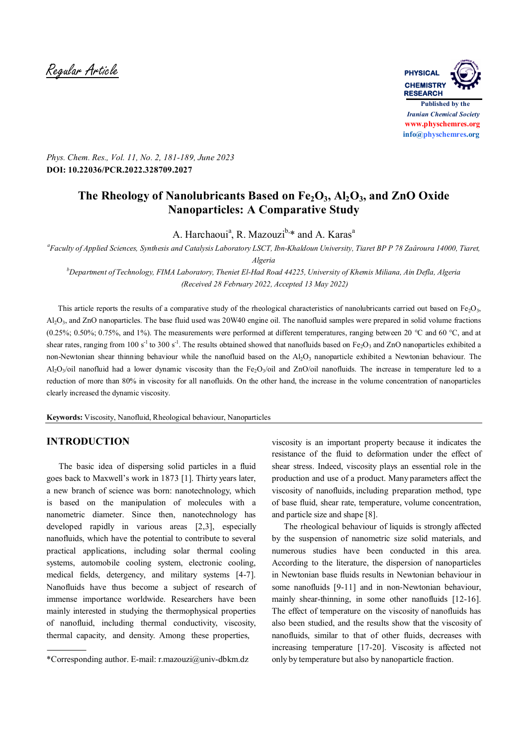Regular Article

Phys. Chem. Res., Vol. 11, No. 2, 181-189, June 2023
**DOI: 10.22036/PCR.2022.328709.2027**

# The Rheology of Nanolubricants Based on $Fe_2O_3$, $Al_2O_3$, and ZnO Oxide Nanoparticles: A Comparative Study

A. Harchaoui[a], R. Mazouzi[b,]* and A. Karas[a]

[a]*Faculty of Applied Sciences, Synthesis and Catalysis Laboratory LSCT, Ibn-Khaldoun University, Tiaret BP P 78 Zaâroura 14000, Tiaret, Algeria*

[b]*Department of Technology, FIMA Laboratory, Theniet El-Had Road 44225, University of Khemis Miliana, Ain Defla, Algeria*

*(Received 28 February 2022, Accepted 13 May 2022)*

This article reports the results of a comparative study of the rheological characteristics of nanolubricants carried out based on $Fe_2O_3$, $Al_2O_3$, and ZnO nanoparticles. The base fluid used was 20W40 engine oil. The nanofluid samples were prepared in solid volume fractions (0.25%; 0.50%; 0.75%, and 1%). The measurements were performed at different temperatures, ranging between 20 °C and 60 °C, and at shear rates, ranging from 100 $s^{-1}$ to 300 $s^{-1}$. The results obtained showed that nanofluids based on $Fe_2O_3$ and ZnO nanoparticles exhibited a non-Newtonian shear thinning behaviour while the nanofluid based on the $Al_2O_3$ nanoparticle exhibited a Newtonian behaviour. The $Al_2O_3$/oil nanofluid had a lower dynamic viscosity than the $Fe_2O_3$/oil and ZnO/oil nanofluids. The increase in temperature led to a reduction of more than 80% in viscosity for all nanofluids. On the other hand, the increase in the volume concentration of nanoparticles clearly increased the dynamic viscosity.

**Keywords:** Viscosity, Nanofluid, Rheological behaviour, Nanoparticles

## INTRODUCTION

The basic idea of dispersing solid particles in a fluid goes back to Maxwell's work in 1873 [1]. Thirty years later, a new branch of science was born: nanotechnology, which is based on the manipulation of molecules with a nanometric diameter. Since then, nanotechnology has developed rapidly in various areas [2,3], especially nanofluids, which have the potential to contribute to several practical applications, including solar thermal cooling systems, automobile cooling system, electronic cooling, medical fields, detergency, and military systems [4-7]. Nanofluids have thus become a subject of research of immense importance worldwide. Researchers have been mainly interested in studying the thermophysical properties of nanofluid, including thermal conductivity, viscosity, thermal capacity, and density. Among these properties, viscosity is an important property because it indicates the resistance of the fluid to deformation under the effect of shear stress. Indeed, viscosity plays an essential role in the production and use of a product. Many parameters affect the viscosity of nanofluids, including preparation method, type of base fluid, shear rate, temperature, volume concentration, and particle size and shape [8].

The rheological behaviour of liquids is strongly affected by the suspension of nanometric size solid materials, and numerous studies have been conducted in this area. According to the literature, the dispersion of nanoparticles in Newtonian base fluids results in Newtonian behaviour in some nanofluids [9-11] and in non-Newtonian behaviour, mainly shear-thinning, in some other nanofluids [12-16]. The effect of temperature on the viscosity of nanofluids has also been studied, and the results show that the viscosity of nanofluids, similar to that of other fluids, decreases with increasing temperature [17-20]. Viscosity is affected not only by temperature but also by nanoparticle fraction.

*Corresponding author. E-mail: r.mazouzi@univ-dbkm.dz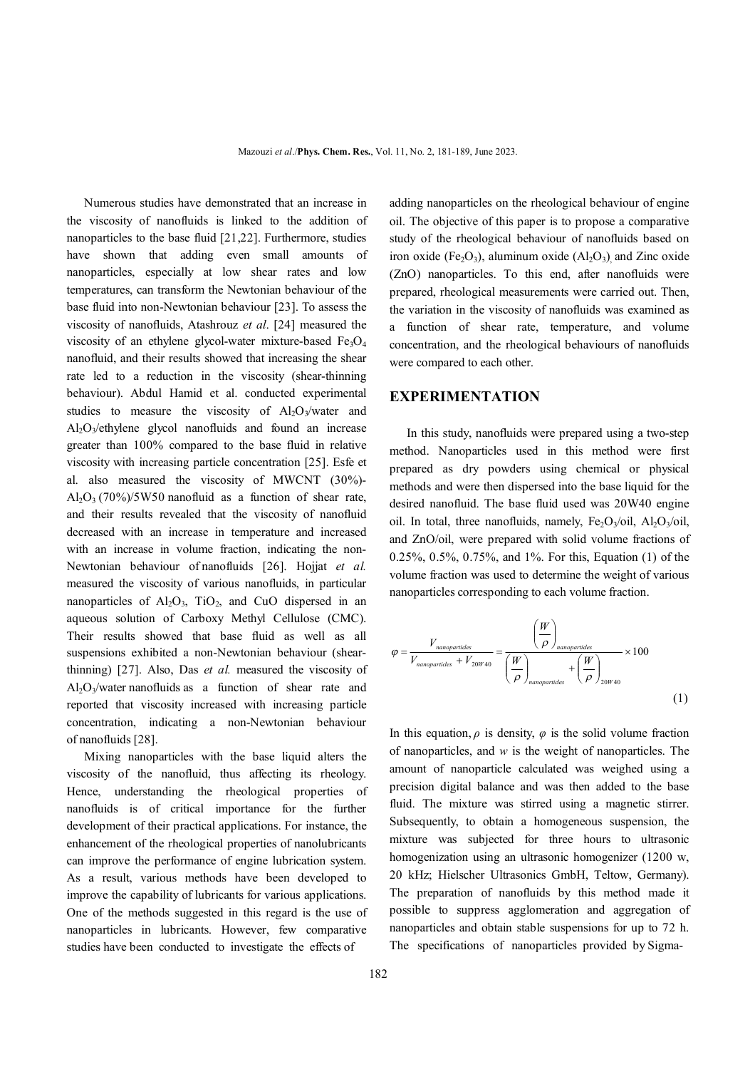Numerous studies have demonstrated that an increase in the viscosity of nanofluids is linked to the addition of nanoparticles to the base fluid [21,22]. Furthermore, studies have shown that adding even small amounts of nanoparticles, especially at low shear rates and low temperatures, can transform the Newtonian behaviour of the base fluid into non-Newtonian behaviour [23]. To assess the viscosity of nanofluids, Atashrouz *et al*. [24] measured the viscosity of an ethylene glycol-water mixture-based $Fe_3O_4$ nanofluid, and their results showed that increasing the shear rate led to a reduction in the viscosity (shear-thinning behaviour). Abdul Hamid et al. conducted experimental studies to measure the viscosity of $Al_2O_3$/water and $Al_2O_3$/ethylene glycol nanofluids and found an increase greater than 100% compared to the base fluid in relative viscosity with increasing particle concentration [25]. Esfe et al. also measured the viscosity of MWCNT (30%)-$Al_2O_3$ (70%)/5W50 nanofluid as a function of shear rate, and their results revealed that the viscosity of nanofluid decreased with an increase in temperature and increased with an increase in volume fraction, indicating the non-Newtonian behaviour of nanofluids [26]. Hojjat *et al.* measured the viscosity of various nanofluids, in particular nanoparticles of $Al_2O_3$, $TiO_2$, and CuO dispersed in an aqueous solution of Carboxy Methyl Cellulose (CMC). Their results showed that base fluid as well as all suspensions exhibited a non-Newtonian behaviour (shear-thinning) [27]. Also, Das *et al.* measured the viscosity of $Al_2O_3$/water nanofluids as a function of shear rate and reported that viscosity increased with increasing particle concentration, indicating a non-Newtonian behaviour of nanofluids [28].

Mixing nanoparticles with the base liquid alters the viscosity of the nanofluid, thus affecting its rheology. Hence, understanding the rheological properties of nanofluids is of critical importance for the further development of their practical applications. For instance, the enhancement of the rheological properties of nanolubricants can improve the performance of engine lubrication system. As a result, various methods have been developed to improve the capability of lubricants for various applications. One of the methods suggested in this regard is the use of nanoparticles in lubricants. However, few comparative studies have been conducted to investigate the effects of adding nanoparticles on the rheological behaviour of engine oil. The objective of this paper is to propose a comparative study of the rheological behaviour of nanofluids based on iron oxide ($Fe_2O_3$), aluminum oxide ($Al_2O_3$) and Zinc oxide (ZnO) nanoparticles. To this end, after nanofluids were prepared, rheological measurements were carried out. Then, the variation in the viscosity of nanofluids was examined as a function of shear rate, temperature, and volume concentration, and the rheological behaviours of nanofluids were compared to each other.

## EXPERIMENTATION

In this study, nanofluids were prepared using a two-step method. Nanoparticles used in this method were first prepared as dry powders using chemical or physical methods and were then dispersed into the base liquid for the desired nanofluid. The base fluid used was 20W40 engine oil. In total, three nanofluids, namely, $Fe_2O_3$/oil, $Al_2O_3$/oil, and ZnO/oil, were prepared with solid volume fractions of 0.25%, 0.5%, 0.75%, and 1%. For this, Equation (1) of the volume fraction was used to determine the weight of various nanoparticles corresponding to each volume fraction.

$$\varphi = \frac{V_{nanoparticles}}{V_{nanoparticles} + V_{20W40}} = \frac{\left(\dfrac{W}{\rho}\right)_{nanopartides}}{\left(\dfrac{W}{\rho}\right)_{nanoparticles} + \left(\dfrac{W}{\rho}\right)_{20W40}} \times 100 \tag{1}$$

In this equation, $\rho$ is density, $\varphi$ is the solid volume fraction of nanoparticles, and $w$ is the weight of nanoparticles. The amount of nanoparticle calculated was weighed using a precision digital balance and was then added to the base fluid. The mixture was stirred using a magnetic stirrer. Subsequently, to obtain a homogeneous suspension, the mixture was subjected for three hours to ultrasonic homogenization using an ultrasonic homogenizer (1200 w, 20 kHz; Hielscher Ultrasonics GmbH, Teltow, Germany). The preparation of nanofluids by this method made it possible to suppress agglomeration and aggregation of nanoparticles and obtain stable suspensions for up to 72 h. The specifications of nanoparticles provided by Sigma-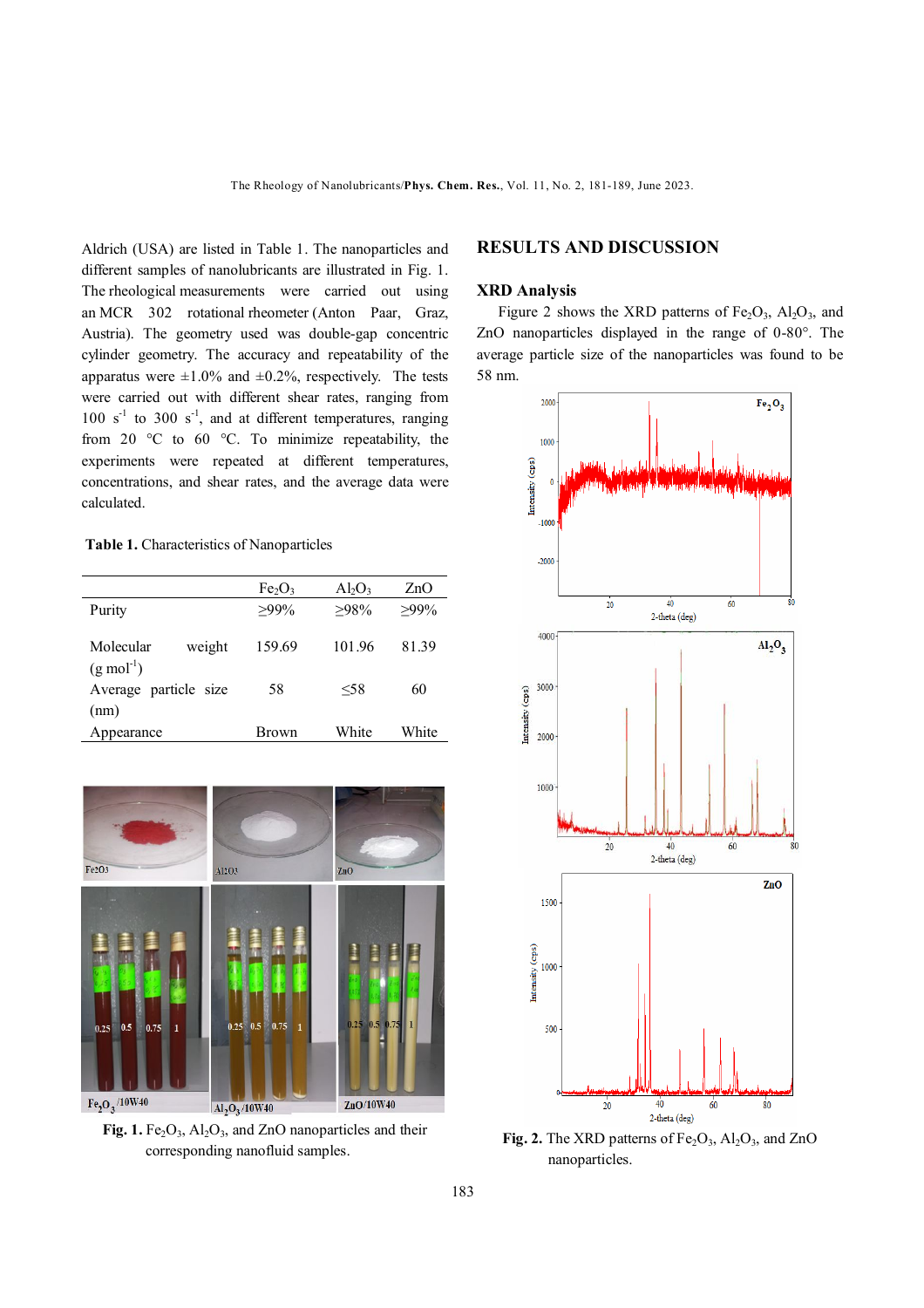Aldrich (USA) are listed in Table 1. The nanoparticles and different samples of nanolubricants are illustrated in Fig. 1. The rheological measurements were carried out using an MCR 302 rotational rheometer (Anton Paar, Graz, Austria). The geometry used was double-gap concentric cylinder geometry. The accuracy and repeatability of the apparatus were ±1.0% and ±0.2%, respectively. The tests were carried out with different shear rates, ranging from 100 $s^{-1}$ to 300 $s^{-1}$, and at different temperatures, ranging from 20 °C to 60 °C. To minimize repeatability, the experiments were repeated at different temperatures, concentrations, and shear rates, and the average data were calculated.

**Table 1.** Characteristics of Nanoparticles

| | $Fe_2O_3$ | $Al_2O_3$ | ZnO |
|---|---|---|---|
| Purity | ≥99% | ≥98% | ≥99% |
| Molecular weight (g $mol^{-1}$) | 159.69 | 101.96 | 81.39 |
| Average particle size (nm) | 58 | ≤58 | 60 |
| Appearance | Brown | White | White |

**Fig. 1.** $Fe_2O_3$, $Al_2O_3$, and ZnO nanoparticles and their corresponding nanofluid samples.

## RESULTS AND DISCUSSION

### XRD Analysis

Figure 2 shows the XRD patterns of $Fe_2O_3$, $Al_2O_3$, and ZnO nanoparticles displayed in the range of 0-80°. The average particle size of the nanoparticles was found to be 58 nm.

**Fig. 2.** The XRD patterns of $Fe_2O_3$, $Al_2O_3$, and ZnO nanoparticles.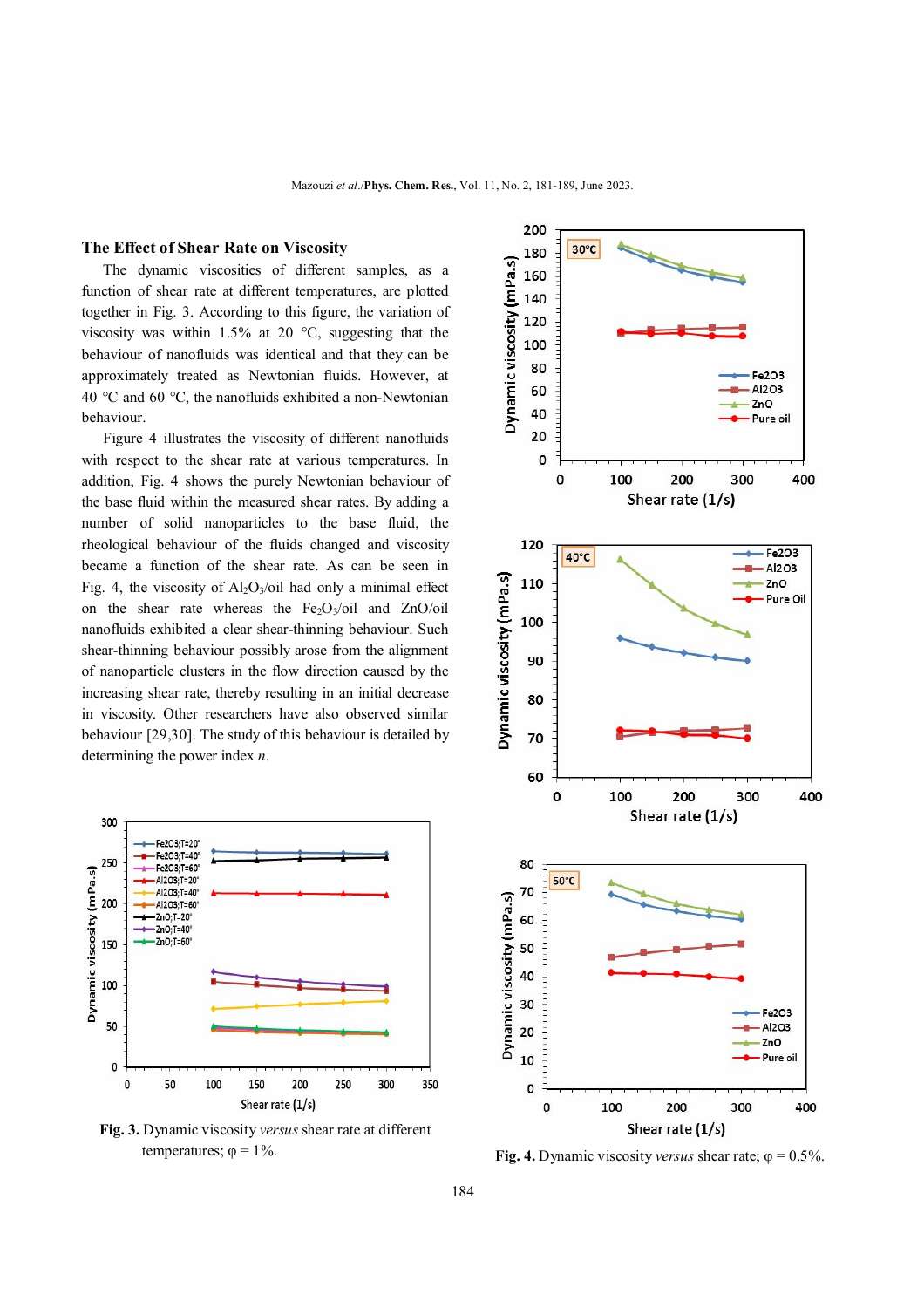## The Effect of Shear Rate on Viscosity

The dynamic viscosities of different samples, as a function of shear rate at different temperatures, are plotted together in Fig. 3. According to this figure, the variation of viscosity was within 1.5% at 20 °C, suggesting that the behaviour of nanofluids was identical and that they can be approximately treated as Newtonian fluids. However, at 40 °C and 60 °C, the nanofluids exhibited a non-Newtonian behaviour.

Figure 4 illustrates the viscosity of different nanofluids with respect to the shear rate at various temperatures. In addition, Fig. 4 shows the purely Newtonian behaviour of the base fluid within the measured shear rates. By adding a number of solid nanoparticles to the base fluid, the rheological behaviour of the fluids changed and viscosity became a function of the shear rate. As can be seen in Fig. 4, the viscosity of $Al_2O_3$/oil had only a minimal effect on the shear rate whereas the $Fe_2O_3$/oil and ZnO/oil nanofluids exhibited a clear shear-thinning behaviour. Such shear-thinning behaviour possibly arose from the alignment of nanoparticle clusters in the flow direction caused by the increasing shear rate, thereby resulting in an initial decrease in viscosity. Other researchers have also observed similar behaviour [29,30]. The study of this behaviour is detailed by determining the power index $n$.

**Fig. 3.** Dynamic viscosity *versus* shear rate at different temperatures; φ = 1%.

**Fig. 4.** Dynamic viscosity *versus* shear rate; φ = 0.5%.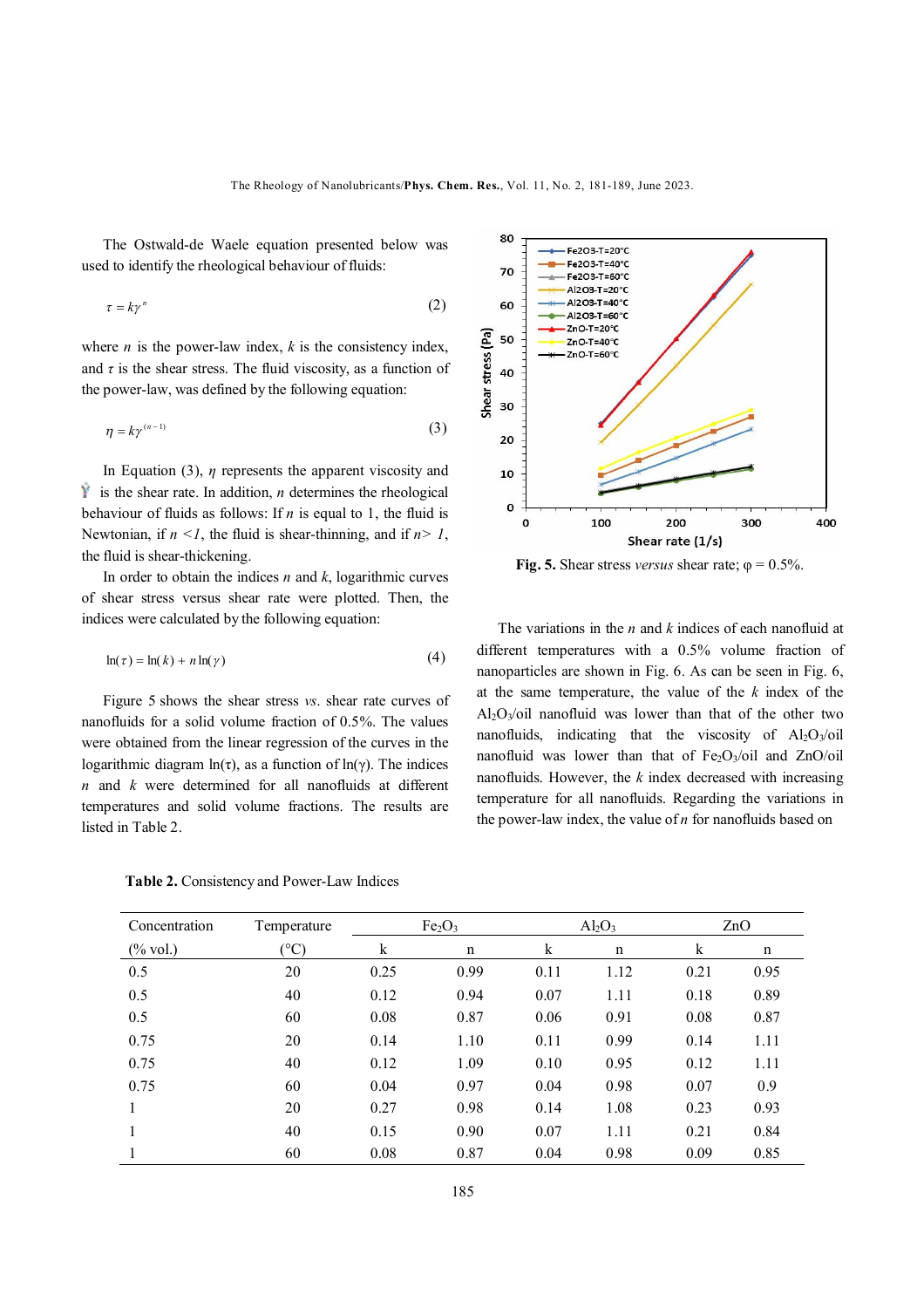The Ostwald-de Waele equation presented below was used to identify the rheological behaviour of fluids:

$$\tau = k\gamma^{n} \tag{2}$$

where $n$ is the power-law index, $k$ is the consistency index, and $\tau$ is the shear stress. The fluid viscosity, as a function of the power-law, was defined by the following equation:

$$\eta = k\gamma^{(n-1)} \tag{3}$$

In Equation (3), $\eta$ represents the apparent viscosity and $\gamma$ is the shear rate. In addition, $n$ determines the rheological behaviour of fluids as follows: If $n$ is equal to 1, the fluid is Newtonian, if $n < 1$, the fluid is shear-thinning, and if $n > 1$, the fluid is shear-thickening.

In order to obtain the indices $n$ and $k$, logarithmic curves of shear stress versus shear rate were plotted. Then, the indices were calculated by the following equation:

$$\ln(\tau) = \ln(k) + n\ln(\gamma) \tag{4}$$

Figure 5 shows the shear stress *vs.* shear rate curves of nanofluids for a solid volume fraction of 0.5%. The values were obtained from the linear regression of the curves in the logarithmic diagram $\ln(\tau)$, as a function of $\ln(\gamma)$. The indices $n$ and $k$ were determined for all nanofluids at different temperatures and solid volume fractions. The results are listed in Table 2.

**Fig. 5.** Shear stress *versus* shear rate; $\varphi$ = 0.5%.

The variations in the $n$ and $k$ indices of each nanofluid at different temperatures with a 0.5% volume fraction of nanoparticles are shown in Fig. 6. As can be seen in Fig. 6, at the same temperature, the value of the $k$ index of the $Al_2O_3$/oil nanofluid was lower than that of the other two nanofluids, indicating that the viscosity of $Al_2O_3$/oil nanofluid was lower than that of $Fe_2O_3$/oil and ZnO/oil nanofluids. However, the $k$ index decreased with increasing temperature for all nanofluids. Regarding the variations in the power-law index, the value of $n$ for nanofluids based on

**Table 2.** Consistency and Power-Law Indices

| Concentration | Temperature | $Fe_2O_3$ | | $Al_2O_3$ | | ZnO | |
|---|---|---|---|---|---|---|---|
| (% vol.) | (°C) | k | n | k | n | k | n |
| 0.5 | 20 | 0.25 | 0.99 | 0.11 | 1.12 | 0.21 | 0.95 |
| 0.5 | 40 | 0.12 | 0.94 | 0.07 | 1.11 | 0.18 | 0.89 |
| 0.5 | 60 | 0.08 | 0.87 | 0.06 | 0.91 | 0.08 | 0.87 |
| 0.75 | 20 | 0.14 | 1.10 | 0.11 | 0.99 | 0.14 | 1.11 |
| 0.75 | 40 | 0.12 | 1.09 | 0.10 | 0.95 | 0.12 | 1.11 |
| 0.75 | 60 | 0.04 | 0.97 | 0.04 | 0.98 | 0.07 | 0.9 |
| 1 | 20 | 0.27 | 0.98 | 0.14 | 1.08 | 0.23 | 0.93 |
| 1 | 40 | 0.15 | 0.90 | 0.07 | 1.11 | 0.21 | 0.84 |
| 1 | 60 | 0.08 | 0.87 | 0.04 | 0.98 | 0.09 | 0.85 |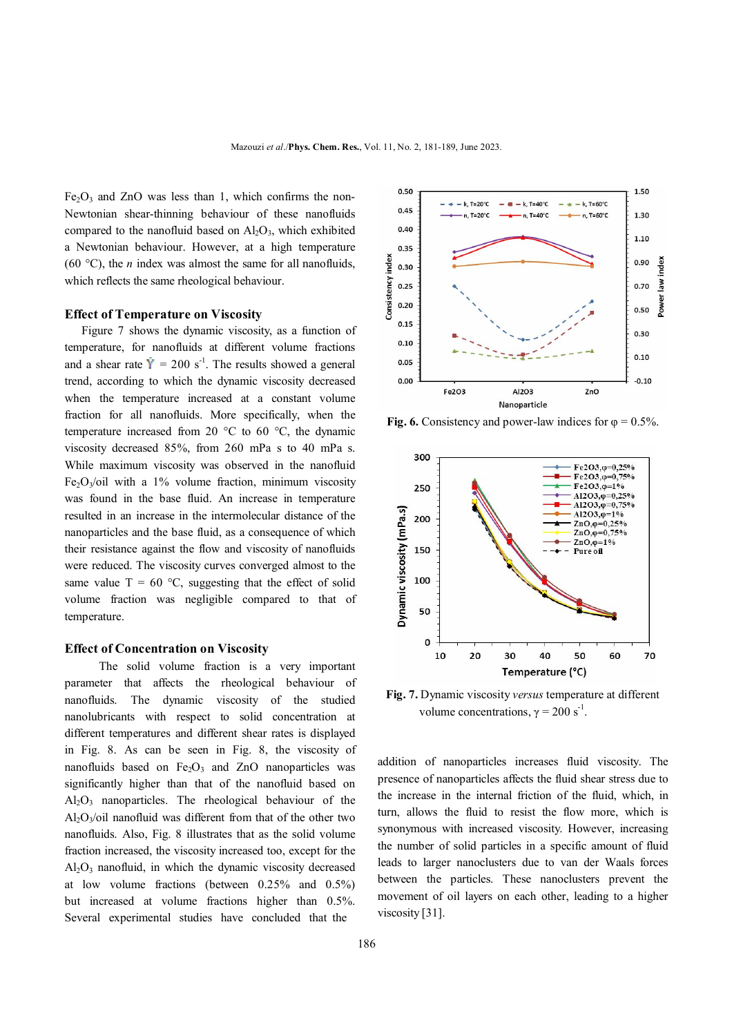$Fe_2O_3$ and ZnO was less than 1, which confirms the non-Newtonian shear-thinning behaviour of these nanofluids compared to the nanofluid based on $Al_2O_3$, which exhibited a Newtonian behaviour. However, at a high temperature (60 °C), the *n* index was almost the same for all nanofluids, which reflects the same rheological behaviour.

### Effect of Temperature on Viscosity

Figure 7 shows the dynamic viscosity, as a function of temperature, for nanofluids at different volume fractions and a shear rate $\dot{\gamma}$ = 200 $s^{-1}$. The results showed a general trend, according to which the dynamic viscosity decreased when the temperature increased at a constant volume fraction for all nanofluids. More specifically, when the temperature increased from 20 °C to 60 °C, the dynamic viscosity decreased 85%, from 260 mPa s to 40 mPa s. While maximum viscosity was observed in the nanofluid $Fe_2O_3$/oil with a 1% volume fraction, minimum viscosity was found in the base fluid. An increase in temperature resulted in an increase in the intermolecular distance of the nanoparticles and the base fluid, as a consequence of which their resistance against the flow and viscosity of nanofluids were reduced. The viscosity curves converged almost to the same value T = 60 °C, suggesting that the effect of solid volume fraction was negligible compared to that of temperature.

### Effect of Concentration on Viscosity

The solid volume fraction is a very important parameter that affects the rheological behaviour of nanofluids. The dynamic viscosity of the studied nanolubricants with respect to solid concentration at different temperatures and different shear rates is displayed in Fig. 8. As can be seen in Fig. 8, the viscosity of nanofluids based on $Fe_2O_3$ and ZnO nanoparticles was significantly higher than that of the nanofluid based on $Al_2O_3$ nanoparticles. The rheological behaviour of the $Al_2O_3$/oil nanofluid was different from that of the other two nanofluids. Also, Fig. 8 illustrates that as the solid volume fraction increased, the viscosity increased too, except for the $Al_2O_3$ nanofluid, in which the dynamic viscosity decreased at low volume fractions (between 0.25% and 0.5%) but increased at volume fractions higher than 0.5%. Several experimental studies have concluded that the addition of nanoparticles increases fluid viscosity. The presence of nanoparticles affects the fluid shear stress due to the increase in the internal friction of the fluid, which, in turn, allows the fluid to resist the flow more, which is synonymous with increased viscosity. However, increasing the number of solid particles in a specific amount of fluid leads to larger nanoclusters due to van der Waals forces between the particles. These nanoclusters prevent the movement of oil layers on each other, leading to a higher viscosity [31].

**Fig. 6.** Consistency and power-law indices for φ = 0.5%.

**Fig. 7.** Dynamic viscosity *versus* temperature at different volume concentrations, γ = 200 $s^{-1}$.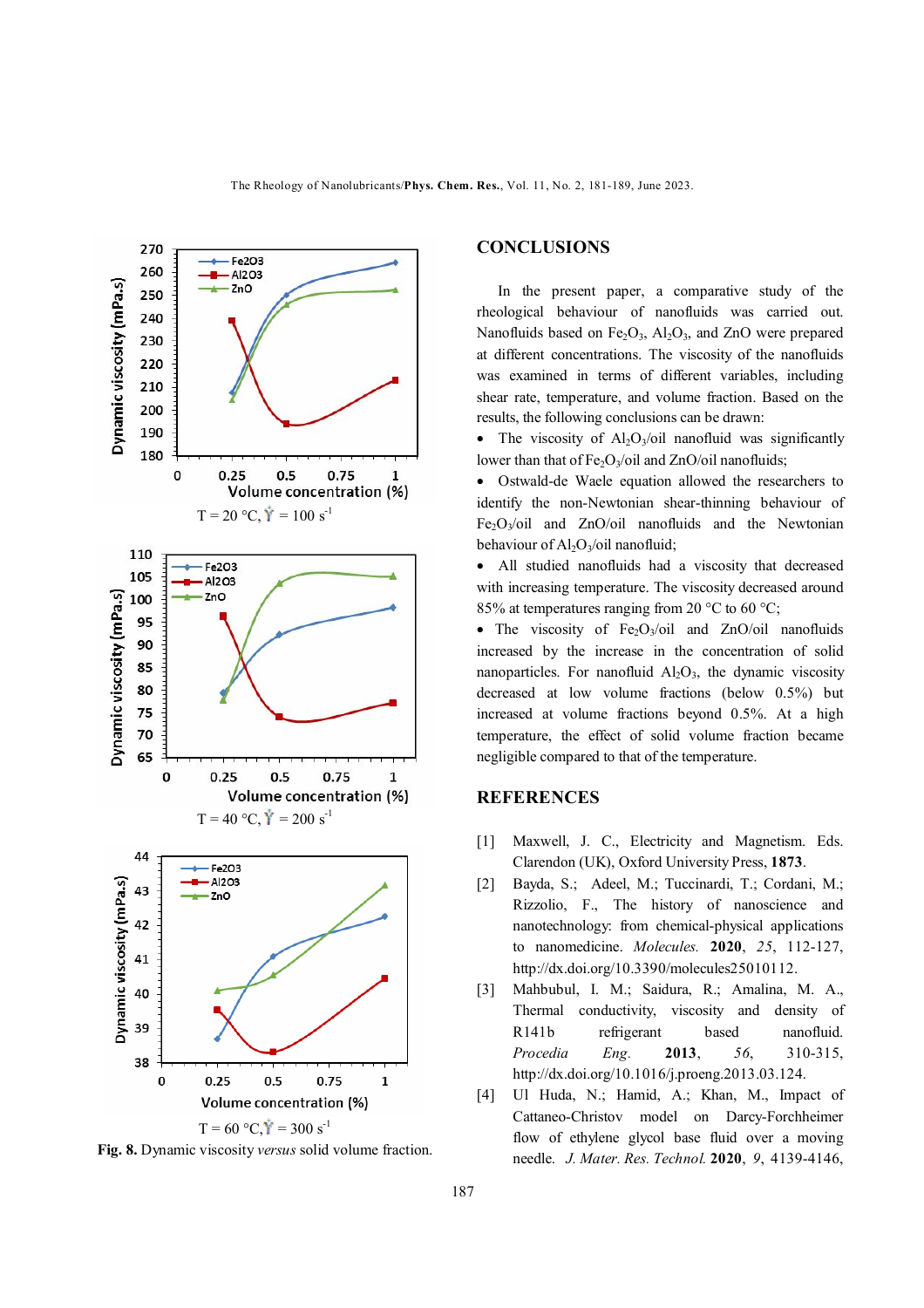T = 20 °C, $\dot{\gamma}$ = 100 s$^{-1}$

T = 40 °C, $\dot{\gamma}$ = 200 s$^{-1}$

T = 60 °C, $\dot{\gamma}$ = 300 s$^{-1}$

**Fig. 8.** Dynamic viscosity *versus* solid volume fraction.

## CONCLUSIONS

In the present paper, a comparative study of the rheological behaviour of nanofluids was carried out. Nanofluids based on $Fe_2O_3$, $Al_2O_3$, and ZnO were prepared at different concentrations. The viscosity of the nanofluids was examined in terms of different variables, including shear rate, temperature, and volume fraction. Based on the results, the following conclusions can be drawn:

- The viscosity of $Al_2O_3$/oil nanofluid was significantly lower than that of $Fe_2O_3$/oil and ZnO/oil nanofluids;
- Ostwald-de Waele equation allowed the researchers to identify the non-Newtonian shear-thinning behaviour of $Fe_2O_3$/oil and ZnO/oil nanofluids and the Newtonian behaviour of $Al_2O_3$/oil nanofluid;
- All studied nanofluids had a viscosity that decreased with increasing temperature. The viscosity decreased around 85% at temperatures ranging from 20 °C to 60 °C;
- The viscosity of $Fe_2O_3$/oil and ZnO/oil nanofluids increased by the increase in the concentration of solid nanoparticles. For nanofluid $Al_2O_3$, the dynamic viscosity decreased at low volume fractions (below 0.5%) but increased at volume fractions beyond 0.5%. At a high temperature, the effect of solid volume fraction became negligible compared to that of the temperature.

## REFERENCES

[1] Maxwell, J. C., Electricity and Magnetism. Eds. Clarendon (UK), Oxford University Press, **1873**.

[2] Bayda, S.; Adeel, M.; Tuccinardi, T.; Cordani, M.; Rizzolio, F., The history of nanoscience and nanotechnology: from chemical-physical applications to nanomedicine. *Molecules.* **2020**, *25*, 112-127, http://dx.doi.org/10.3390/molecules25010112.

[3] Mahbubul, I. M.; Saidura, R.; Amalina, M. A., Thermal conductivity, viscosity and density of R141b refrigerant based nanofluid. *Procedia Eng.* **2013**, *56*, 310-315, http://dx.doi.org/10.1016/j.proeng.2013.03.124.

[4] Ul Huda, N.; Hamid, A.; Khan, M., Impact of Cattaneo-Christov model on Darcy-Forchheimer flow of ethylene glycol base fluid over a moving needle. *J. Mater. Res. Technol.* **2020**, *9*, 4139-4146,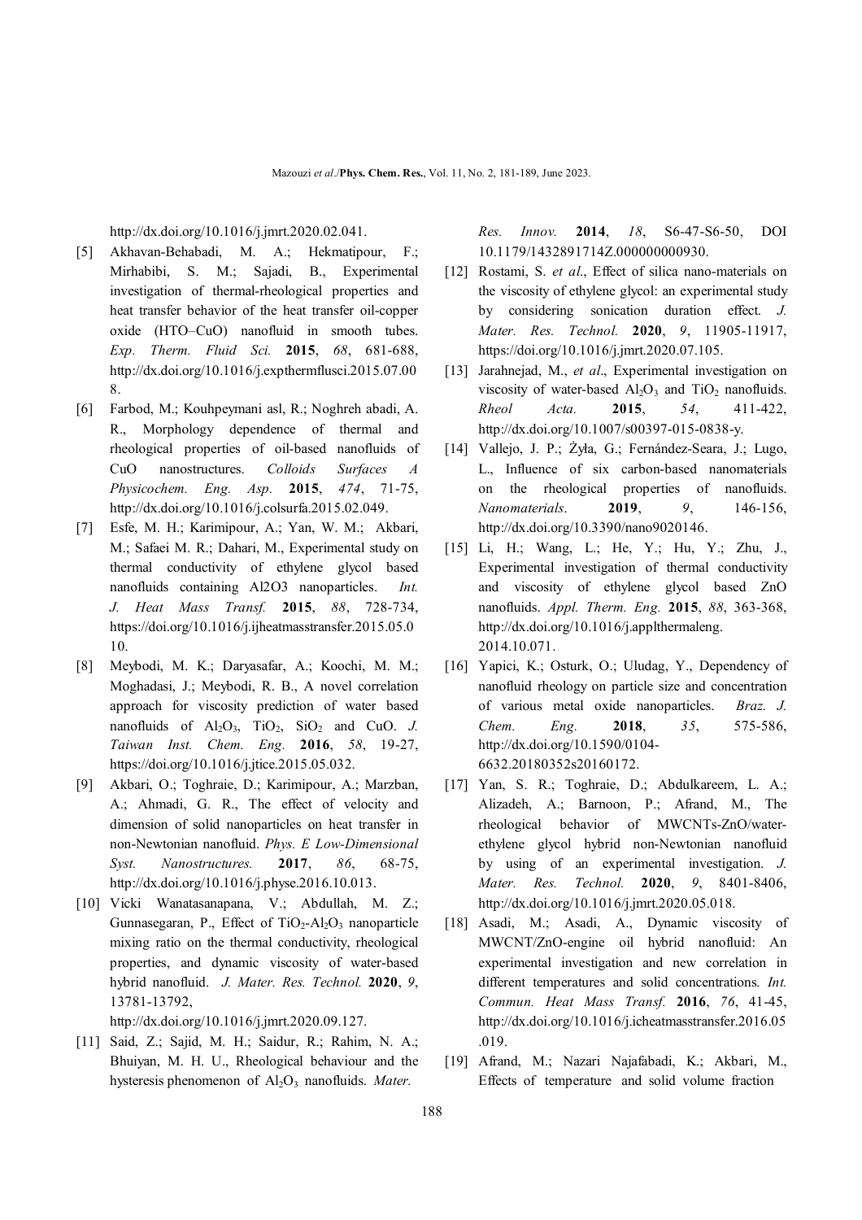http://dx.doi.org/10.1016/j.jmrt.2020.02.041.

[5] Akhavan-Behabadi, M. A.; Hekmatipour, F.; Mirhabibi, S. M.; Sajadi, B., Experimental investigation of thermal-rheological properties and heat transfer behavior of the heat transfer oil-copper oxide (HTO–CuO) nanofluid in smooth tubes. *Exp. Therm. Fluid Sci.* **2015**, *68*, 681-688, http://dx.doi.org/10.1016/j.expthermflusci.2015.07.008.

[6] Farbod, M.; Kouhpeymani asl, R.; Noghreh abadi, A. R., Morphology dependence of thermal and rheological properties of oil-based nanofluids of CuO nanostructures. *Colloids Surfaces A Physicochem. Eng. Asp.* **2015**, *474*, 71-75, http://dx.doi.org/10.1016/j.colsurfa.2015.02.049.

[7] Esfe, M. H.; Karimipour, A.; Yan, W. M.; Akbari, M.; Safaei M. R.; Dahari, M., Experimental study on thermal conductivity of ethylene glycol based nanofluids containing Al2O3 nanoparticles. *Int. J. Heat Mass Transf.* **2015**, *88*, 728-734, https://doi.org/10.1016/j.ijheatmasstransfer.2015.05.010.

[8] Meybodi, M. K.; Daryasafar, A.; Koochi, M. M.; Moghadasi, J.; Meybodi, R. B., A novel correlation approach for viscosity prediction of water based nanofluids of $Al_2O_3$, $TiO_2$, $SiO_2$ and CuO. *J. Taiwan Inst. Chem. Eng.* **2016**, *58*, 19-27, https://doi.org/10.1016/j.jtice.2015.05.032.

[9] Akbari, O.; Toghraie, D.; Karimipour, A.; Marzban, A.; Ahmadi, G. R., The effect of velocity and dimension of solid nanoparticles on heat transfer in non-Newtonian nanofluid. *Phys. E Low-Dimensional Syst. Nanostructures.* **2017**, *86*, 68-75, http://dx.doi.org/10.1016/j.physe.2016.10.013.

[10] Vicki Wanatasanapana, V.; Abdullah, M. Z.; Gunnasegaran, P., Effect of $TiO_2$-$Al_2O_3$ nanoparticle mixing ratio on the thermal conductivity, rheological properties, and dynamic viscosity of water-based hybrid nanofluid. *J. Mater. Res. Technol.* **2020**, *9*, 13781-13792, http://dx.doi.org/10.1016/j.jmrt.2020.09.127.

[11] Said, Z.; Sajid, M. H.; Saidur, R.; Rahim, N. A.; Bhuiyan, M. H. U., Rheological behaviour and the hysteresis phenomenon of $Al_2O_3$ nanofluids. *Mater. Res. Innov.* **2014**, *18*, S6-47-S6-50, DOI 10.1179/1432891714Z.000000000930.

[12] Rostami, S. *et al*., Effect of silica nano-materials on the viscosity of ethylene glycol: an experimental study by considering sonication duration effect. *J. Mater. Res. Technol.* **2020**, *9*, 11905-11917, https://doi.org/10.1016/j.jmrt.2020.07.105.

[13] Jarahnejad, M., *et al*., Experimental investigation on viscosity of water-based $Al_2O_3$ and $TiO_2$ nanofluids. *Rheol Acta.* **2015**, *54*, 411-422, http://dx.doi.org/10.1007/s00397-015-0838-y.

[14] Vallejo, J. P.; Żyła, G.; Fernández-Seara, J.; Lugo, L., Influence of six carbon-based nanomaterials on the rheological properties of nanofluids. *Nanomaterials*. **2019**, *9*, 146-156, http://dx.doi.org/10.3390/nano9020146.

[15] Li, H.; Wang, L.; He, Y.; Hu, Y.; Zhu, J., Experimental investigation of thermal conductivity and viscosity of ethylene glycol based ZnO nanofluids. *Appl. Therm. Eng.* **2015**, *88*, 363-368, http://dx.doi.org/10.1016/j.applthermaleng.2014.10.071.

[16] Yapici, K.; Osturk, O.; Uludag, Y., Dependency of nanofluid rheology on particle size and concentration of various metal oxide nanoparticles. *Braz. J. Chem. Eng.* **2018**, *35*, 575-586, http://dx.doi.org/10.1590/0104-6632.20180352s20160172.

[17] Yan, S. R.; Toghraie, D.; Abdulkareem, L. A.; Alizadeh, A.; Barnoon, P.; Afrand, M., The rheological behavior of MWCNTs-ZnO/water-ethylene glycol hybrid non-Newtonian nanofluid by using of an experimental investigation. *J. Mater. Res. Technol.* **2020**, *9*, 8401-8406, http://dx.doi.org/10.1016/j.jmrt.2020.05.018.

[18] Asadi, M.; Asadi, A., Dynamic viscosity of MWCNT/ZnO-engine oil hybrid nanofluid: An experimental investigation and new correlation in different temperatures and solid concentrations. *Int. Commun. Heat Mass Transf.* **2016**, *76*, 41-45, http://dx.doi.org/10.1016/j.icheatmasstransfer.2016.05.019.

[19] Afrand, M.; Nazari Najafabadi, K.; Akbari, M., Effects of temperature and solid volume fraction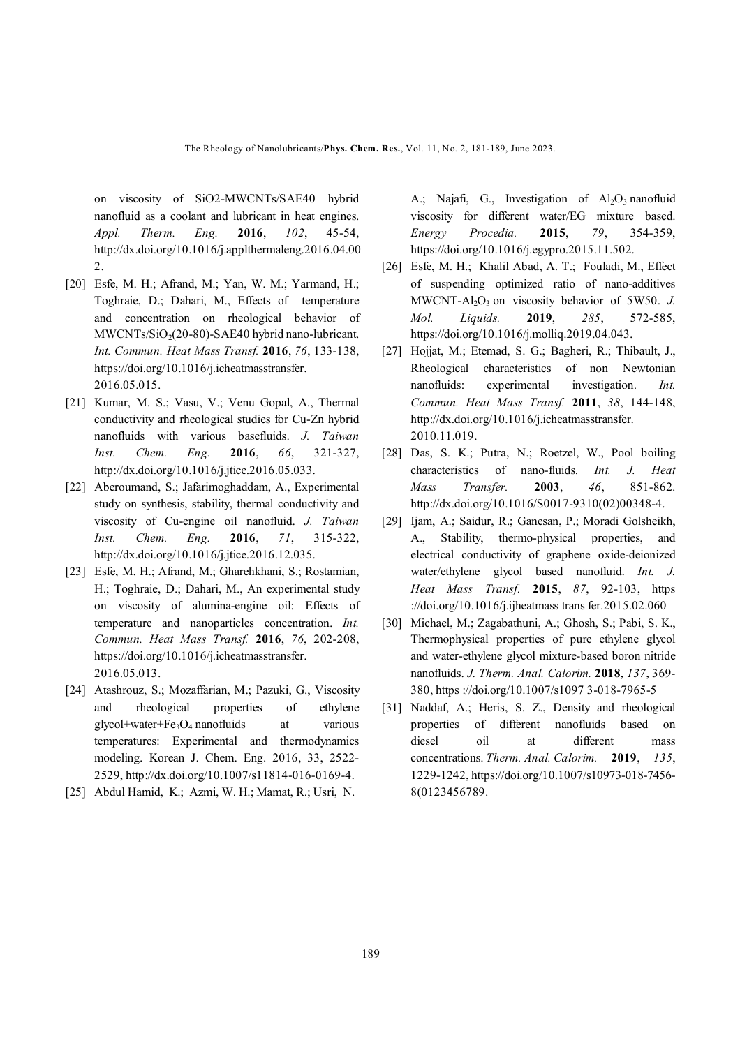on viscosity of SiO2-MWCNTs/SAE40 hybrid nanofluid as a coolant and lubricant in heat engines. *Appl. Therm. Eng.* **2016**, *102*, 45-54, http://dx.doi.org/10.1016/j.applthermaleng.2016.04.002.

[20] Esfe, M. H.; Afrand, M.; Yan, W. M.; Yarmand, H.; Toghraie, D.; Dahari, M., Effects of temperature and concentration on rheological behavior of MWCNTs/$SiO_2$(20-80)-SAE40 hybrid nano-lubricant. *Int. Commun. Heat Mass Transf.* **2016**, *76*, 133-138, https://doi.org/10.1016/j.icheatmasstransfer.2016.05.015.

[21] Kumar, M. S.; Vasu, V.; Venu Gopal, A., Thermal conductivity and rheological studies for Cu-Zn hybrid nanofluids with various basefluids. *J. Taiwan Inst. Chem. Eng.* **2016**, *66*, 321-327, http://dx.doi.org/10.1016/j.jtice.2016.05.033.

[22] Aberoumand, S.; Jafarimoghaddam, A., Experimental study on synthesis, stability, thermal conductivity and viscosity of Cu-engine oil nanofluid. *J. Taiwan Inst. Chem. Eng.* **2016**, *71*, 315-322, http://dx.doi.org/10.1016/j.jtice.2016.12.035.

[23] Esfe, M. H.; Afrand, M.; Gharehkhani, S.; Rostamian, H.; Toghraie, D.; Dahari, M., An experimental study on viscosity of alumina-engine oil: Effects of temperature and nanoparticles concentration. *Int. Commun. Heat Mass Transf.* **2016**, *76*, 202-208, https://doi.org/10.1016/j.icheatmasstransfer.2016.05.013.

[24] Atashrouz, S.; Mozaffarian, M.; Pazuki, G., Viscosity and rheological properties of ethylene glycol+water+$Fe_3O_4$ nanofluids at various temperatures: Experimental and thermodynamics modeling. Korean J. Chem. Eng. 2016, 33, 2522-2529, http://dx.doi.org/10.1007/s11814-016-0169-4.

[25] Abdul Hamid, K.; Azmi, W. H.; Mamat, R.; Usri, N. A.; Najafi, G., Investigation of $Al_2O_3$ nanofluid viscosity for different water/EG mixture based. *Energy Procedia.* **2015**, *79*, 354-359, https://doi.org/10.1016/j.egypro.2015.11.502.

[26] Esfe, M. H.; Khalil Abad, A. T.; Fouladi, M., Effect of suspending optimized ratio of nano-additives MWCNT-$Al_2O_3$ on viscosity behavior of 5W50. *J. Mol. Liquids.* **2019**, *285*, 572-585, https://doi.org/10.1016/j.molliq.2019.04.043.

[27] Hojjat, M.; Etemad, S. G.; Bagheri, R.; Thibault, J., Rheological characteristics of non Newtonian nanofluids: experimental investigation. *Int. Commun. Heat Mass Transf.* **2011**, *38*, 144-148, http://dx.doi.org/10.1016/j.icheatmasstransfer.2010.11.019.

[28] Das, S. K.; Putra, N.; Roetzel, W., Pool boiling characteristics of nano-fluids. *Int. J. Heat Mass Transfer.* **2003**, *46*, 851-862. http://dx.doi.org/10.1016/S0017-9310(02)00348-4.

[29] Ijam, A.; Saidur, R.; Ganesan, P.; Moradi Golsheikh, A., Stability, thermo-physical properties, and electrical conductivity of graphene oxide-deionized water/ethylene glycol based nanofluid. *Int. J. Heat Mass Transf.* **2015**, *87*, 92-103, https ://doi.org/10.1016/j.ijheatmass trans fer.2015.02.060

[30] Michael, M.; Zagabathuni, A.; Ghosh, S.; Pabi, S. K., Thermophysical properties of pure ethylene glycol and water-ethylene glycol mixture-based boron nitride nanofluids. *J. Therm. Anal. Calorim.* **2018**, *137*, 369-380, https ://doi.org/10.1007/s1097 3-018-7965-5

[31] Naddaf, A.; Heris, S. Z., Density and rheological properties of different nanofluids based on diesel oil at different mass concentrations. *Therm. Anal. Calorim.* **2019**, *135*, 1229-1242, https://doi.org/10.1007/s10973-018-7456-8(0123456789.